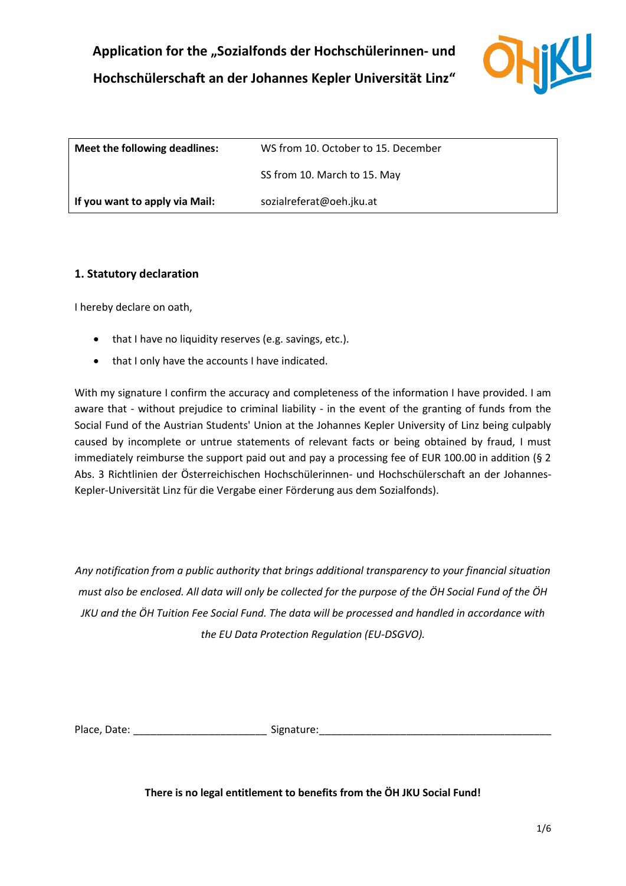# Application for the „Sozialfonds der Hochschülerinnen- und Hochschülerschaft an der Johannes Kepler Universität Linz“

| **Meet the following deadlines:** | WS from 10. October to 15. December |
|---|---|
| | SS from 10. March to 15. May |
| **If you want to apply via Mail:** | sozialreferat@oeh.jku.at |

## 1. Statutory declaration

I hereby declare on oath,

- that I have no liquidity reserves (e.g. savings, etc.).
- that I only have the accounts I have indicated.

With my signature I confirm the accuracy and completeness of the information I have provided. I am aware that - without prejudice to criminal liability - in the event of the granting of funds from the Social Fund of the Austrian Students' Union at the Johannes Kepler University of Linz being culpably caused by incomplete or untrue statements of relevant facts or being obtained by fraud, I must immediately reimburse the support paid out and pay a processing fee of EUR 100.00 in addition (§ 2 Abs. 3 Richtlinien der Österreichischen Hochschülerinnen- und Hochschülerschaft an der Johannes-Kepler-Universität Linz für die Vergabe einer Förderung aus dem Sozialfonds).

*Any notification from a public authority that brings additional transparency to your financial situation must also be enclosed. All data will only be collected for the purpose of the ÖH Social Fund of the ÖH JKU and the ÖH Tuition Fee Social Fund. The data will be processed and handled in accordance with the EU Data Protection Regulation (EU-DSGVO).*

Place, Date: _______________________ Signature:________________________________________

**There is no legal entitlement to benefits from the ÖH JKU Social Fund!**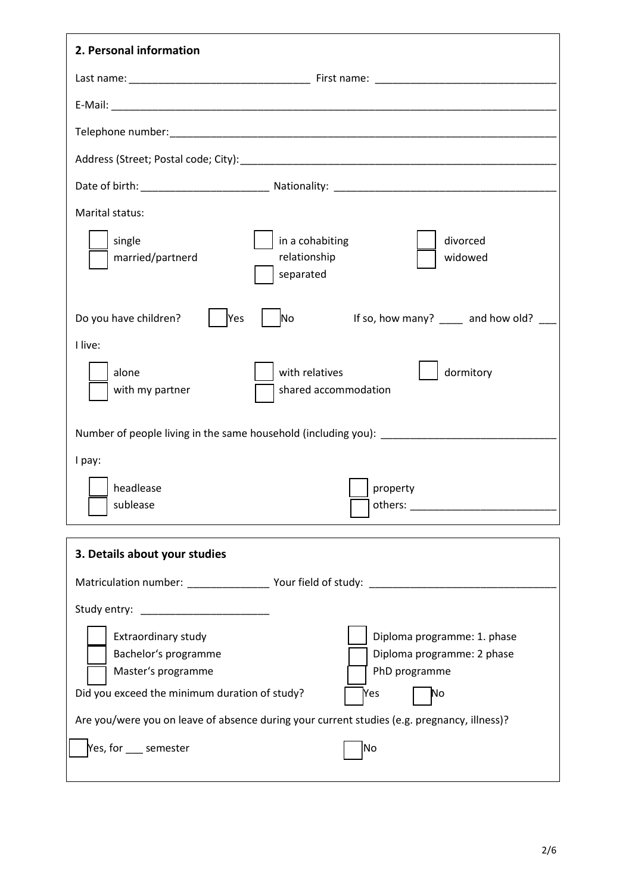## 2. Personal information

Last name: ______________________________ First name: ______________________________

E-Mail: ______________________________________________________________________________

Telephone number: ____________________________________________________________________

Address (Street; Postal code; City): ____________________________________________________

Date of birth: _____________________ Nationality: _____________________________________

Marital status:

- ☐ single
- ☐ married/partnerd
- ☐ in a cohabiting relationship
- ☐ separated
- ☐ divorced
- ☐ widowed

Do you have children? ☐ Yes ☐ No If so, how many? ____ and how old? ___

I live:

- ☐ alone
- ☐ with my partner
- ☐ with relatives
- ☐ shared accommodation
- ☐ dormitory

Number of people living in the same household (including you): ______________________________

I pay:

- ☐ headlease
- ☐ sublease
- ☐ property
- ☐ others: _________________________

## 3. Details about your studies

Matriculation number: ______________ Your field of study: ________________________________

Study entry: ______________________

- ☐ Extraordinary study
- ☐ Bachelor's programme
- ☐ Master's programme
- ☐ Diploma programme: 1. phase
- ☐ Diploma programme: 2 phase
- ☐ PhD programme

Did you exceed the minimum duration of study? ☐ Yes ☐ No

Are you/were you on leave of absence during your current studies (e.g. pregnancy, illness)?

☐ Yes, for ___ semester ☐ No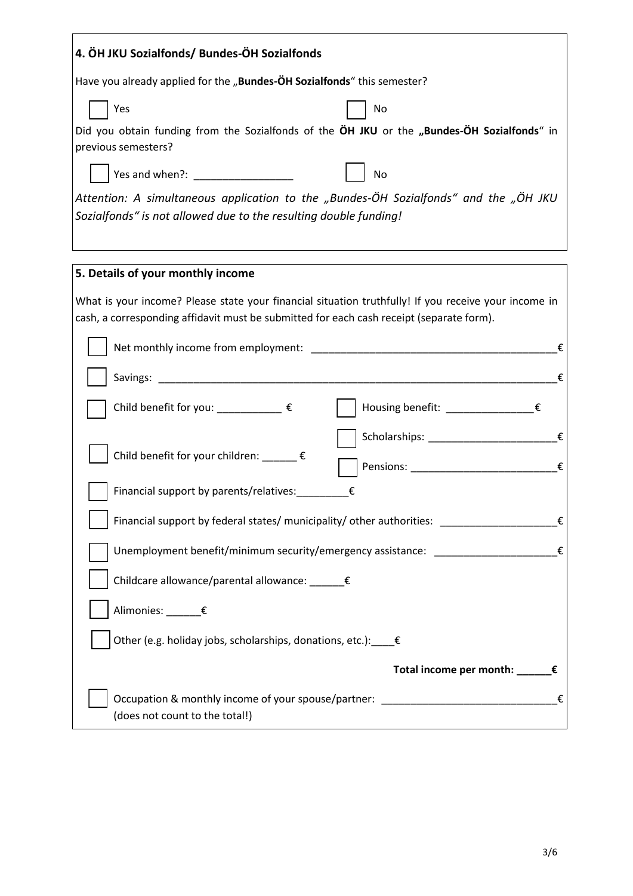## 4. ÖH JKU Sozialfonds/ Bundes-ÖH Sozialfonds

Have you already applied for the „**Bundes-ÖH Sozialfonds**" this semester?

- [ ] Yes
- [ ] No

Did you obtain funding from the Sozialfonds of the **ÖH JKU** or the **„Bundes-ÖH Sozialfonds**" in previous semesters?

- [ ] Yes and when?: _________________
- [ ] No

*Attention: A simultaneous application to the „Bundes-ÖH Sozialfonds" and the „ÖH JKU Sozialfonds" is not allowed due to the resulting double funding!*

## 5. Details of your monthly income

What is your income? Please state your financial situation truthfully! If you receive your income in cash, a corresponding affidavit must be submitted for each cash receipt (separate form).

- [ ] Net monthly income from employment: __________________________________________€
- [ ] Savings: ________________________________________________________________________€
- [ ] Child benefit for you: ___________ €
- [ ] Housing benefit: _______________€
- [ ] Scholarships: ______________________€
- [ ] Child benefit for your children: ______ €
- [ ] Pensions: _________________________€
- [ ] Financial support by parents/relatives:_________€
- [ ] Financial support by federal states/ municipality/ other authorities: ____________________€
- [ ] Unemployment benefit/minimum security/emergency assistance: _____________________€
- [ ] Childcare allowance/parental allowance: ______€
- [ ] Alimonies: ______€
- [ ] Other (e.g. holiday jobs, scholarships, donations, etc.):____€

**Total income per month: ______€**

- [ ] Occupation & monthly income of your spouse/partner: ______________________________€
  (does not count to the total!)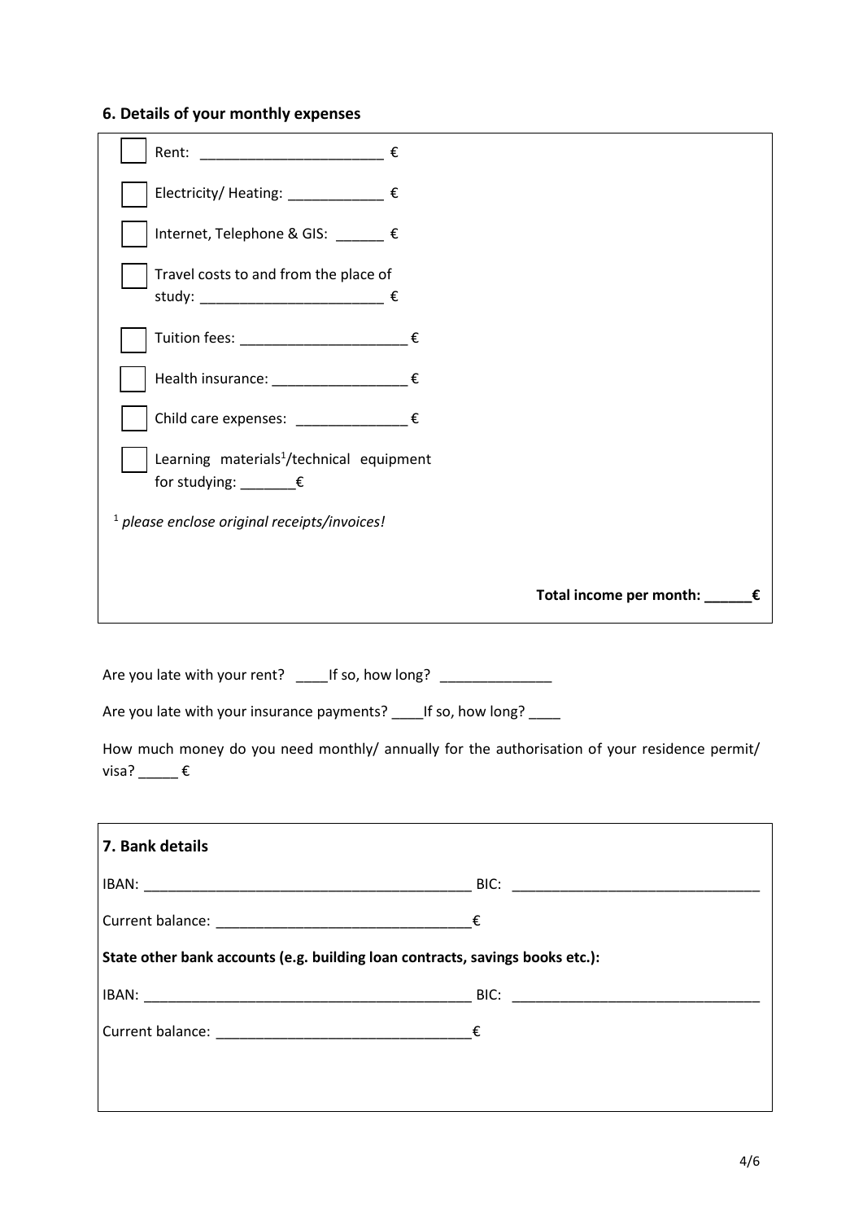## 6. Details of your monthly expenses

- [ ] Rent: ________________________ €
- [ ] Electricity/ Heating: ____________ €
- [ ] Internet, Telephone & GIS: ______ €
- [ ] Travel costs to and from the place of study: ________________________ €
- [ ] Tuition fees: ______________________ €
- [ ] Health insurance: _________________ €
- [ ] Child care expenses: ______________ €
- [ ] Learning materials[1]/technical equipment for studying: _______€

[1] *please enclose original receipts/invoices!*

**Total income per month: ______€**

Are you late with your rent? ____If so, how long? ______________

Are you late with your insurance payments? ____If so, how long? ____

How much money do you need monthly/ annually for the authorisation of your residence permit/ visa? _____ €

## 7. Bank details

IBAN: ___________________________________________ BIC: ________________________________

Current balance: ________________________________€

**State other bank accounts (e.g. building loan contracts, savings books etc.):**

IBAN: ___________________________________________ BIC: ________________________________

Current balance: ________________________________€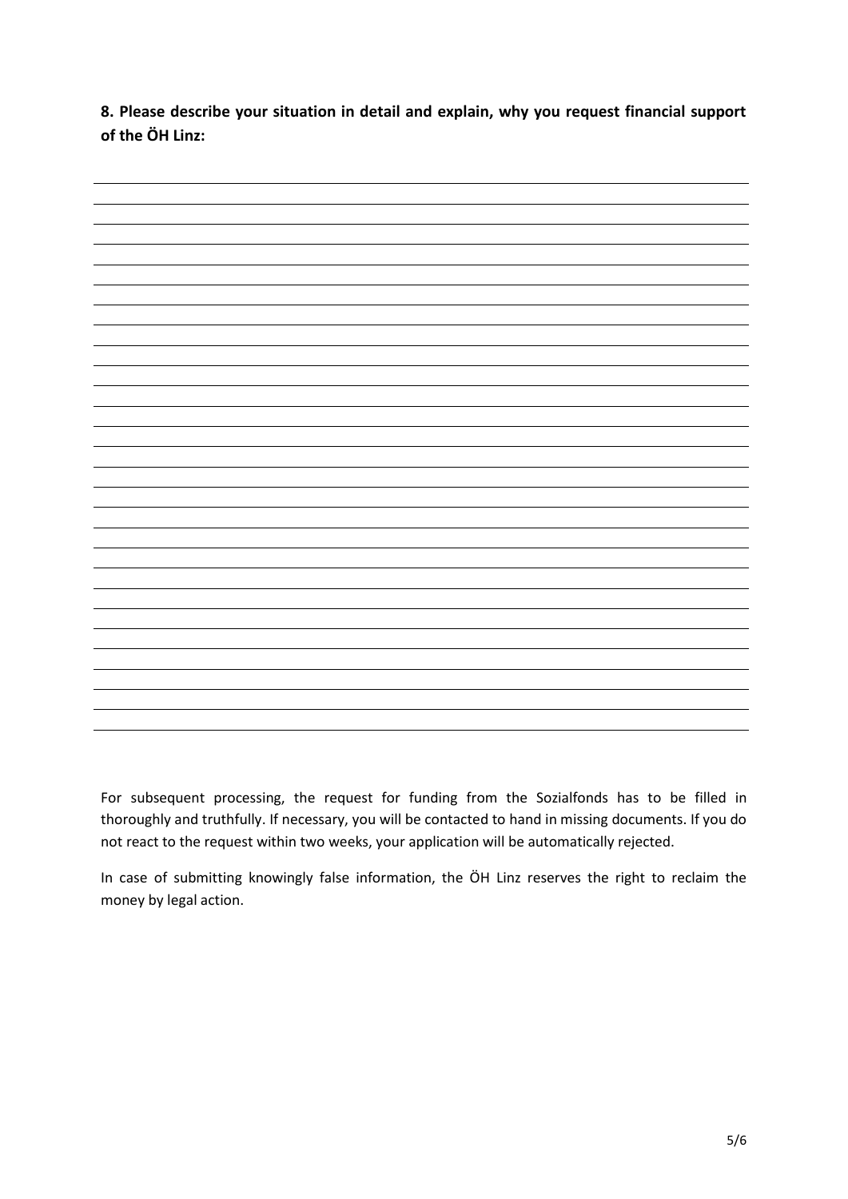**8. Please describe your situation in detail and explain, why you request financial support of the ÖH Linz:**

For subsequent processing, the request for funding from the Sozialfonds has to be filled in thoroughly and truthfully. If necessary, you will be contacted to hand in missing documents. If you do not react to the request within two weeks, your application will be automatically rejected.

In case of submitting knowingly false information, the ÖH Linz reserves the right to reclaim the money by legal action.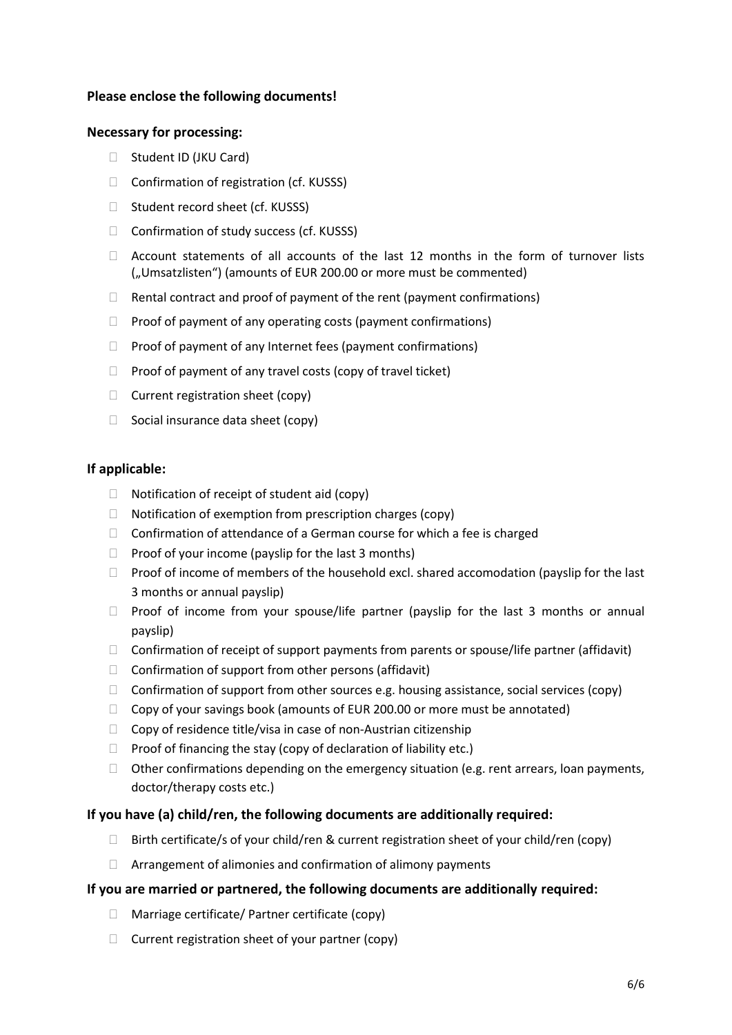**Please enclose the following documents!**

**Necessary for processing:**

- Student ID (JKU Card)
- Confirmation of registration (cf. KUSSS)
- Student record sheet (cf. KUSSS)
- Confirmation of study success (cf. KUSSS)
- Account statements of all accounts of the last 12 months in the form of turnover lists („Umsatzlisten") (amounts of EUR 200.00 or more must be commented)
- Rental contract and proof of payment of the rent (payment confirmations)
- Proof of payment of any operating costs (payment confirmations)
- Proof of payment of any Internet fees (payment confirmations)
- Proof of payment of any travel costs (copy of travel ticket)
- Current registration sheet (copy)
- Social insurance data sheet (copy)

**If applicable:**

- Notification of receipt of student aid (copy)
- Notification of exemption from prescription charges (copy)
- Confirmation of attendance of a German course for which a fee is charged
- Proof of your income (payslip for the last 3 months)
- Proof of income of members of the household excl. shared accomodation (payslip for the last 3 months or annual payslip)
- Proof of income from your spouse/life partner (payslip for the last 3 months or annual payslip)
- Confirmation of receipt of support payments from parents or spouse/life partner (affidavit)
- Confirmation of support from other persons (affidavit)
- Confirmation of support from other sources e.g. housing assistance, social services (copy)
- Copy of your savings book (amounts of EUR 200.00 or more must be annotated)
- Copy of residence title/visa in case of non-Austrian citizenship
- Proof of financing the stay (copy of declaration of liability etc.)
- Other confirmations depending on the emergency situation (e.g. rent arrears, loan payments, doctor/therapy costs etc.)

**If you have (a) child/ren, the following documents are additionally required:**

- Birth certificate/s of your child/ren & current registration sheet of your child/ren (copy)
- Arrangement of alimonies and confirmation of alimony payments

**If you are married or partnered, the following documents are additionally required:**

- Marriage certificate/ Partner certificate (copy)
- Current registration sheet of your partner (copy)